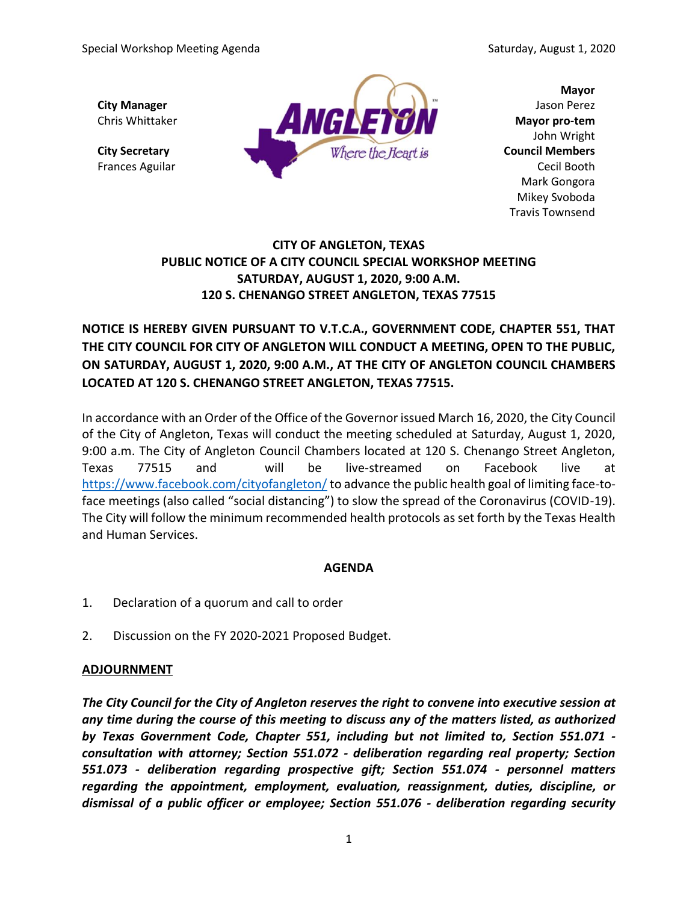**City Manager**
Chris Whittaker

**City Secretary**
Frances Aguilar

**Mayor**
Jason Perez
**Mayor pro-tem**
John Wright
**Council Members**
Cecil Booth
Mark Gongora
Mikey Svoboda
Travis Townsend

**CITY OF ANGLETON, TEXAS**
**PUBLIC NOTICE OF A CITY COUNCIL SPECIAL WORKSHOP MEETING**
**SATURDAY, AUGUST 1, 2020, 9:00 A.M.**
**120 S. CHENANGO STREET ANGLETON, TEXAS 77515**

**NOTICE IS HEREBY GIVEN PURSUANT TO V.T.C.A., GOVERNMENT CODE, CHAPTER 551, THAT THE CITY COUNCIL FOR CITY OF ANGLETON WILL CONDUCT A MEETING, OPEN TO THE PUBLIC, ON SATURDAY, AUGUST 1, 2020, 9:00 A.M., AT THE CITY OF ANGLETON COUNCIL CHAMBERS LOCATED AT 120 S. CHENANGO STREET ANGLETON, TEXAS 77515.**

In accordance with an Order of the Office of the Governor issued March 16, 2020, the City Council of the City of Angleton, Texas will conduct the meeting scheduled at Saturday, August 1, 2020, 9:00 a.m. The City of Angleton Council Chambers located at 120 S. Chenango Street Angleton, Texas 77515 and will be live-streamed on Facebook live at https://www.facebook.com/cityofangleton/ to advance the public health goal of limiting face-to-face meetings (also called "social distancing") to slow the spread of the Coronavirus (COVID-19). The City will follow the minimum recommended health protocols as set forth by the Texas Health and Human Services.

**AGENDA**

1. Declaration of a quorum and call to order

2. Discussion on the FY 2020-2021 Proposed Budget.

**ADJOURNMENT**

***The City Council for the City of Angleton reserves the right to convene into executive session at any time during the course of this meeting to discuss any of the matters listed, as authorized by Texas Government Code, Chapter 551, including but not limited to, Section 551.071 - consultation with attorney; Section 551.072 - deliberation regarding real property; Section 551.073 - deliberation regarding prospective gift; Section 551.074 - personnel matters regarding the appointment, employment, evaluation, reassignment, duties, discipline, or dismissal of a public officer or employee; Section 551.076 - deliberation regarding security***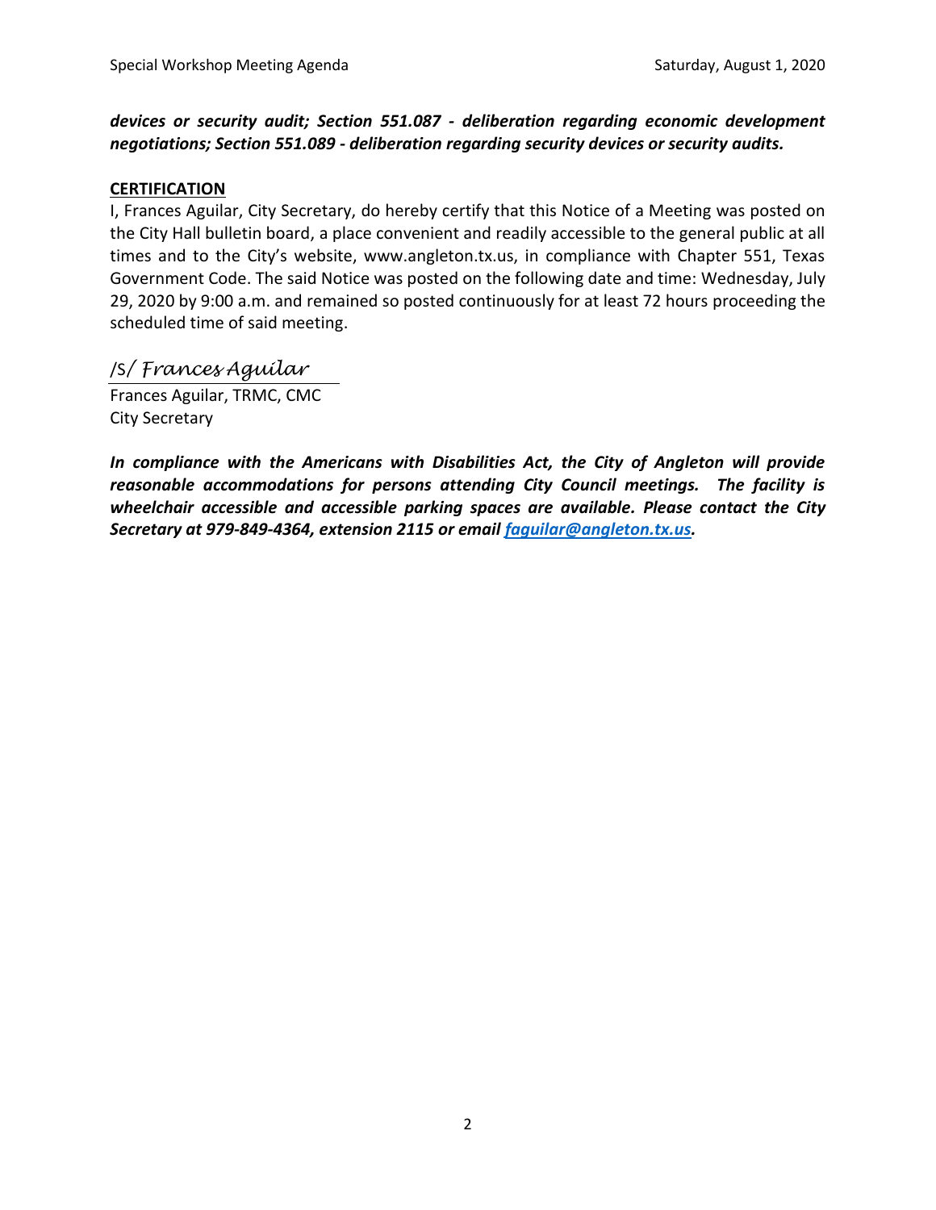***devices or security audit; Section 551.087 - deliberation regarding economic development negotiations; Section 551.089 - deliberation regarding security devices or security audits.***

**CERTIFICATION**

I, Frances Aguilar, City Secretary, do hereby certify that this Notice of a Meeting was posted on the City Hall bulletin board, a place convenient and readily accessible to the general public at all times and to the City's website, www.angleton.tx.us, in compliance with Chapter 551, Texas Government Code. The said Notice was posted on the following date and time: Wednesday, July 29, 2020 by 9:00 a.m. and remained so posted continuously for at least 72 hours proceeding the scheduled time of said meeting.

/S/ *Frances Aguilar*

Frances Aguilar, TRMC, CMC
City Secretary

***In compliance with the Americans with Disabilities Act, the City of Angleton will provide reasonable accommodations for persons attending City Council meetings. The facility is wheelchair accessible and accessible parking spaces are available. Please contact the City Secretary at 979-849-4364, extension 2115 or email faguilar@angleton.tx.us.***